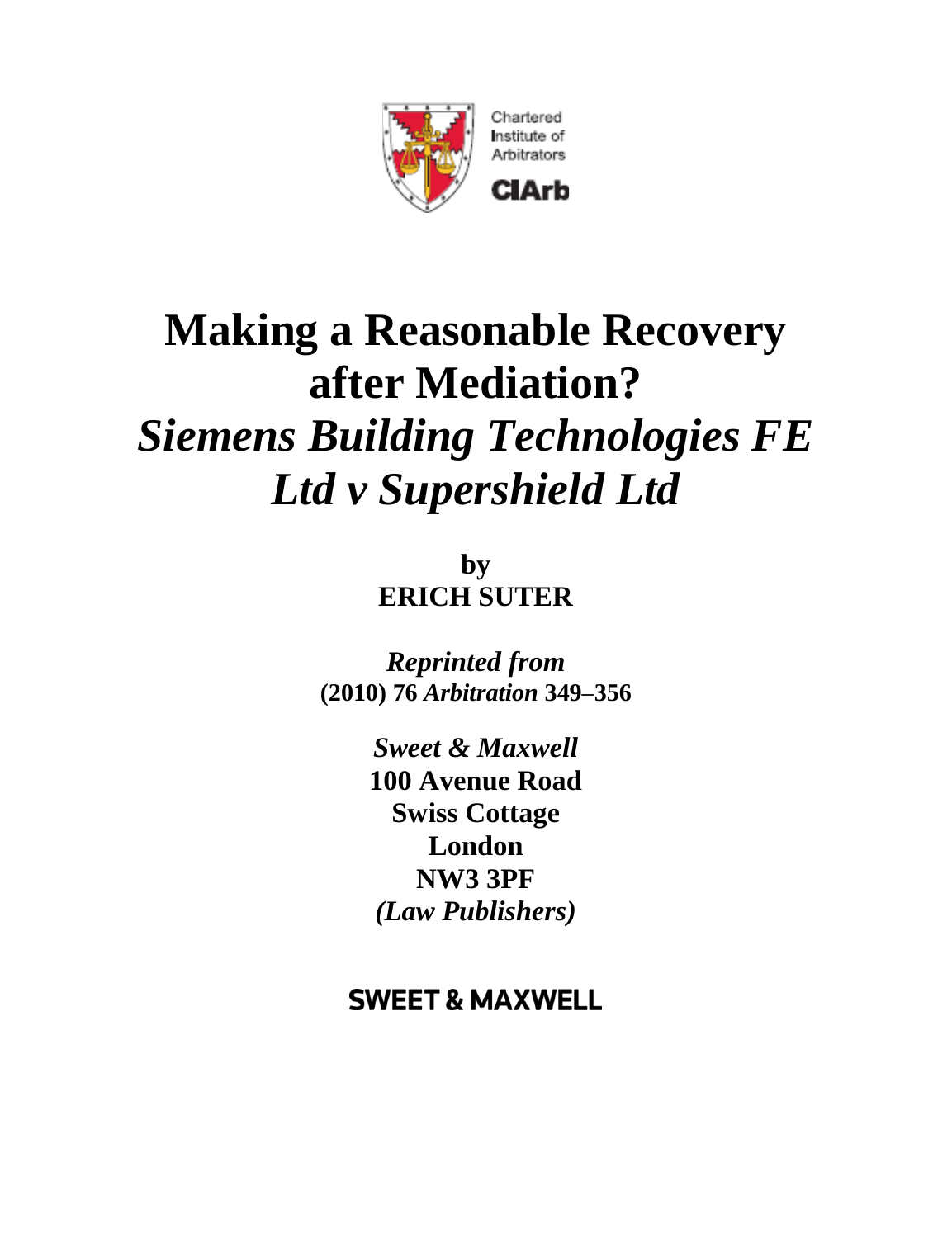Chartered Institute of Arbitrators

CIArb

# Making a Reasonable Recovery after Mediation? *Siemens Building Technologies FE Ltd v Supershield Ltd*

**by**
**ERICH SUTER**

***Reprinted from***
**(2010) 76 *Arbitration* 349–356**

***Sweet & Maxwell***
**100 Avenue Road**
**Swiss Cottage**
**London**
**NW3 3PF**
***(Law Publishers)***

**SWEET & MAXWELL**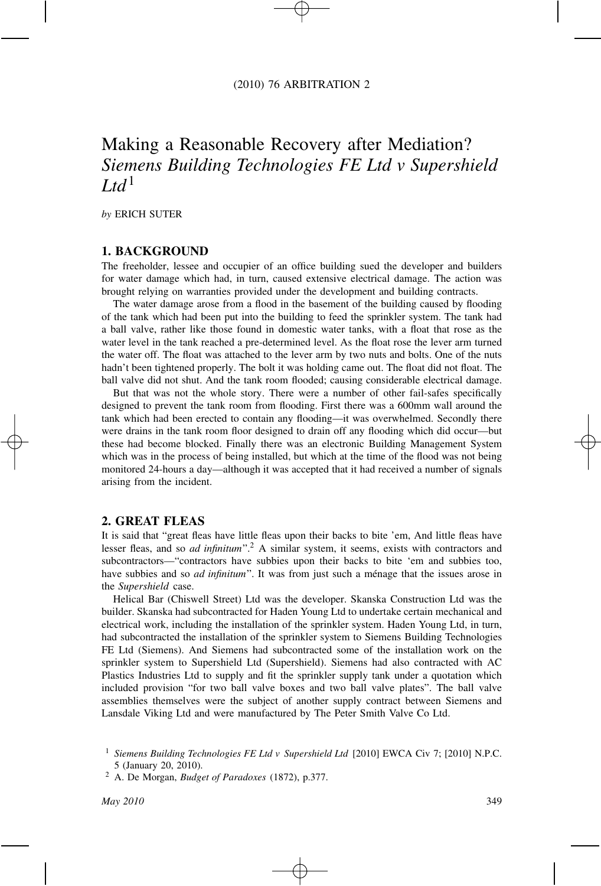# Making a Reasonable Recovery after Mediation? *Siemens Building Technologies FE Ltd v Supershield Ltd*[1]

*by* ERICH SUTER

## 1. BACKGROUND

The freeholder, lessee and occupier of an office building sued the developer and builders for water damage which had, in turn, caused extensive electrical damage. The action was brought relying on warranties provided under the development and building contracts.

The water damage arose from a flood in the basement of the building caused by flooding of the tank which had been put into the building to feed the sprinkler system. The tank had a ball valve, rather like those found in domestic water tanks, with a float that rose as the water level in the tank reached a pre-determined level. As the float rose the lever arm turned the water off. The float was attached to the lever arm by two nuts and bolts. One of the nuts hadn't been tightened properly. The bolt it was holding came out. The float did not float. The ball valve did not shut. And the tank room flooded; causing considerable electrical damage.

But that was not the whole story. There were a number of other fail-safes specifically designed to prevent the tank room from flooding. First there was a 600mm wall around the tank which had been erected to contain any flooding—it was overwhelmed. Secondly there were drains in the tank room floor designed to drain off any flooding which did occur—but these had become blocked. Finally there was an electronic Building Management System which was in the process of being installed, but which at the time of the flood was not being monitored 24-hours a day—although it was accepted that it had received a number of signals arising from the incident.

## 2. GREAT FLEAS

It is said that "great fleas have little fleas upon their backs to bite 'em, And little fleas have lesser fleas, and so *ad infinitum*".[2] A similar system, it seems, exists with contractors and subcontractors—"contractors have subbies upon their backs to bite 'em and subbies too, have subbies and so *ad infinitum*". It was from just such a ménage that the issues arose in the *Supershield* case.

Helical Bar (Chiswell Street) Ltd was the developer. Skanska Construction Ltd was the builder. Skanska had subcontracted for Haden Young Ltd to undertake certain mechanical and electrical work, including the installation of the sprinkler system. Haden Young Ltd, in turn, had subcontracted the installation of the sprinkler system to Siemens Building Technologies FE Ltd (Siemens). And Siemens had subcontracted some of the installation work on the sprinkler system to Supershield Ltd (Supershield). Siemens had also contracted with AC Plastics Industries Ltd to supply and fit the sprinkler supply tank under a quotation which included provision "for two ball valve boxes and two ball valve plates". The ball valve assemblies themselves were the subject of another supply contract between Siemens and Lansdale Viking Ltd and were manufactured by The Peter Smith Valve Co Ltd.

---

[1] *Siemens Building Technologies FE Ltd v Supershield Ltd* [2010] EWCA Civ 7; [2010] N.P.C. 5 (January 20, 2010).

[2] A. De Morgan, *Budget of Paradoxes* (1872), p.377.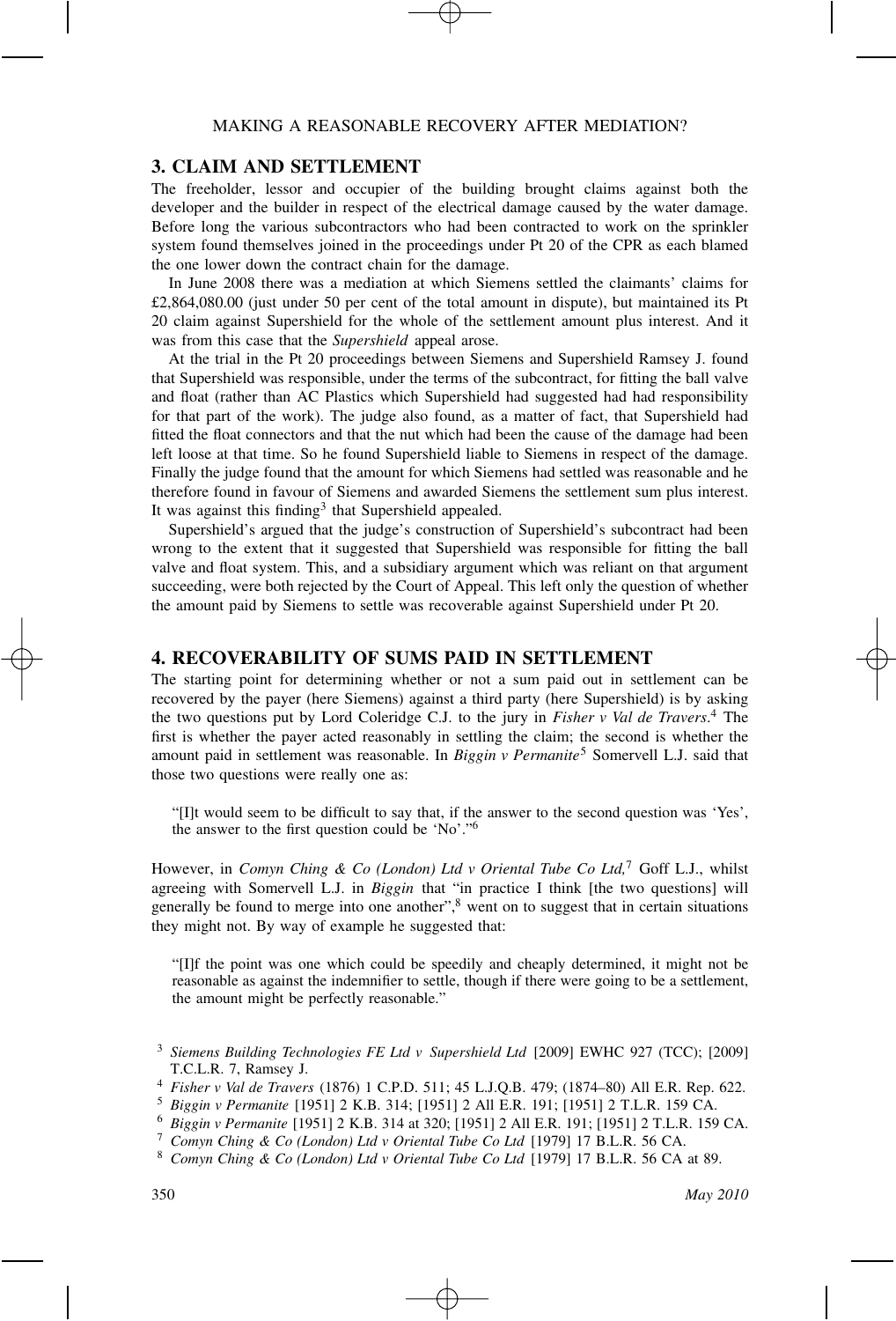## 3. CLAIM AND SETTLEMENT

The freeholder, lessor and occupier of the building brought claims against both the developer and the builder in respect of the electrical damage caused by the water damage. Before long the various subcontractors who had been contracted to work on the sprinkler system found themselves joined in the proceedings under Pt 20 of the CPR as each blamed the one lower down the contract chain for the damage.

In June 2008 there was a mediation at which Siemens settled the claimants' claims for £2,864,080.00 (just under 50 per cent of the total amount in dispute), but maintained its Pt 20 claim against Supershield for the whole of the settlement amount plus interest. And it was from this case that the *Supershield* appeal arose.

At the trial in the Pt 20 proceedings between Siemens and Supershield Ramsey J. found that Supershield was responsible, under the terms of the subcontract, for fitting the ball valve and float (rather than AC Plastics which Supershield had suggested had had responsibility for that part of the work). The judge also found, as a matter of fact, that Supershield had fitted the float connectors and that the nut which had been the cause of the damage had been left loose at that time. So he found Supershield liable to Siemens in respect of the damage. Finally the judge found that the amount for which Siemens had settled was reasonable and he therefore found in favour of Siemens and awarded Siemens the settlement sum plus interest. It was against this finding[3] that Supershield appealed.

Supershield's argued that the judge's construction of Supershield's subcontract had been wrong to the extent that it suggested that Supershield was responsible for fitting the ball valve and float system. This, and a subsidiary argument which was reliant on that argument succeeding, were both rejected by the Court of Appeal. This left only the question of whether the amount paid by Siemens to settle was recoverable against Supershield under Pt 20.

## 4. RECOVERABILITY OF SUMS PAID IN SETTLEMENT

The starting point for determining whether or not a sum paid out in settlement can be recovered by the payer (here Siemens) against a third party (here Supershield) is by asking the two questions put by Lord Coleridge C.J. to the jury in *Fisher v Val de Travers*.[4] The first is whether the payer acted reasonably in settling the claim; the second is whether the amount paid in settlement was reasonable. In *Biggin v Permanite*[5] Somervell L.J. said that those two questions were really one as:

> "[I]t would seem to be difficult to say that, if the answer to the second question was 'Yes', the answer to the first question could be 'No'."[6]

However, in *Comyn Ching & Co (London) Ltd v Oriental Tube Co Ltd,*[7] Goff L.J., whilst agreeing with Somervell L.J. in *Biggin* that "in practice I think [the two questions] will generally be found to merge into one another",[8] went on to suggest that in certain situations they might not. By way of example he suggested that:

> "[I]f the point was one which could be speedily and cheaply determined, it might not be reasonable as against the indemnifier to settle, though if there were going to be a settlement, the amount might be perfectly reasonable."

[3] *Siemens Building Technologies FE Ltd v Supershield Ltd* [2009] EWHC 927 (TCC); [2009] T.C.L.R. 7, Ramsey J.

[4] *Fisher v Val de Travers* (1876) 1 C.P.D. 511; 45 L.J.Q.B. 479; (1874–80) All E.R. Rep. 622.

[5] *Biggin v Permanite* [1951] 2 K.B. 314; [1951] 2 All E.R. 191; [1951] 2 T.L.R. 159 CA.

[6] *Biggin v Permanite* [1951] 2 K.B. 314 at 320; [1951] 2 All E.R. 191; [1951] 2 T.L.R. 159 CA.

[7] *Comyn Ching & Co (London) Ltd v Oriental Tube Co Ltd* [1979] 17 B.L.R. 56 CA.

[8] *Comyn Ching & Co (London) Ltd v Oriental Tube Co Ltd* [1979] 17 B.L.R. 56 CA at 89.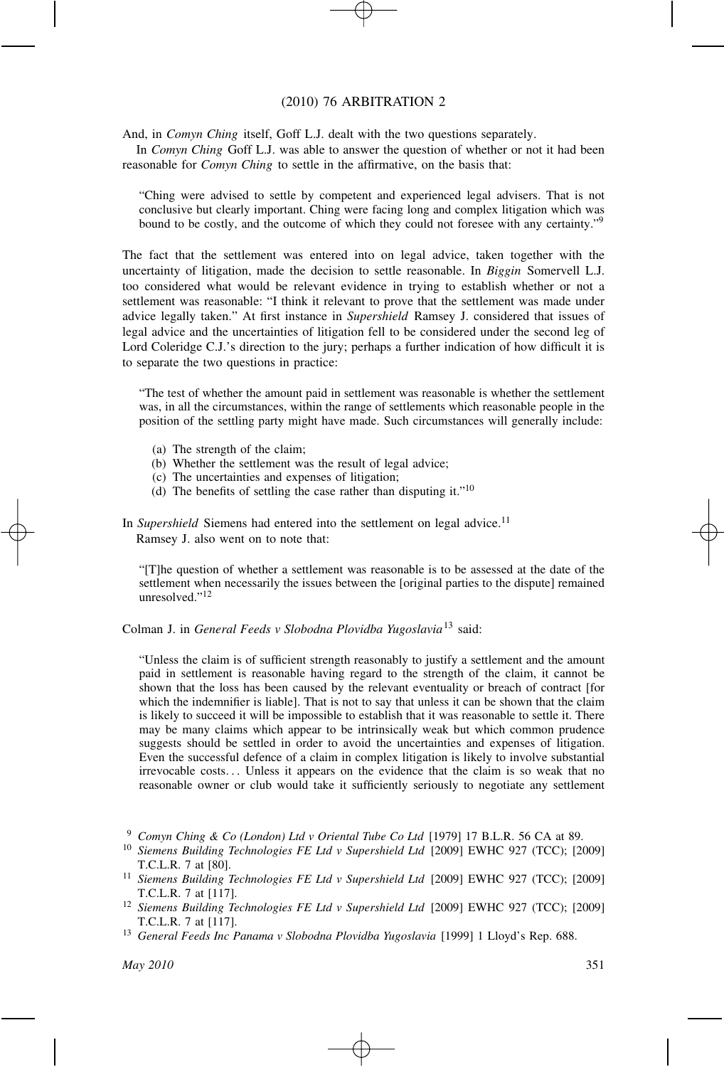And, in *Comyn Ching* itself, Goff L.J. dealt with the two questions separately.

In *Comyn Ching* Goff L.J. was able to answer the question of whether or not it had been reasonable for *Comyn Ching* to settle in the affirmative, on the basis that:

> "Ching were advised to settle by competent and experienced legal advisers. That is not conclusive but clearly important. Ching were facing long and complex litigation which was bound to be costly, and the outcome of which they could not foresee with any certainty."[9]

The fact that the settlement was entered into on legal advice, taken together with the uncertainty of litigation, made the decision to settle reasonable. In *Biggin* Somervell L.J. too considered what would be relevant evidence in trying to establish whether or not a settlement was reasonable: "I think it relevant to prove that the settlement was made under advice legally taken." At first instance in *Supershield* Ramsey J. considered that issues of legal advice and the uncertainties of litigation fell to be considered under the second leg of Lord Coleridge C.J.'s direction to the jury; perhaps a further indication of how difficult it is to separate the two questions in practice:

> "The test of whether the amount paid in settlement was reasonable is whether the settlement was, in all the circumstances, within the range of settlements which reasonable people in the position of the settling party might have made. Such circumstances will generally include:
>
> (a) The strength of the claim;
> (b) Whether the settlement was the result of legal advice;
> (c) The uncertainties and expenses of litigation;
> (d) The benefits of settling the case rather than disputing it."[10]

In *Supershield* Siemens had entered into the settlement on legal advice.[11]

Ramsey J. also went on to note that:

> "[T]he question of whether a settlement was reasonable is to be assessed at the date of the settlement when necessarily the issues between the [original parties to the dispute] remained unresolved."[12]

Colman J. in *General Feeds v Slobodna Plovidba Yugoslavia*[13] said:

> "Unless the claim is of sufficient strength reasonably to justify a settlement and the amount paid in settlement is reasonable having regard to the strength of the claim, it cannot be shown that the loss has been caused by the relevant eventuality or breach of contract [for which the indemnifier is liable]. That is not to say that unless it can be shown that the claim is likely to succeed it will be impossible to establish that it was reasonable to settle it. There may be many claims which appear to be intrinsically weak but which common prudence suggests should be settled in order to avoid the uncertainties and expenses of litigation. Even the successful defence of a claim in complex litigation is likely to involve substantial irrevocable costs... Unless it appears on the evidence that the claim is so weak that no reasonable owner or club would take it sufficiently seriously to negotiate any settlement

---

[9] *Comyn Ching & Co (London) Ltd v Oriental Tube Co Ltd* [1979] 17 B.L.R. 56 CA at 89.

[10] *Siemens Building Technologies FE Ltd v Supershield Ltd* [2009] EWHC 927 (TCC); [2009] T.C.L.R. 7 at [80].

[11] *Siemens Building Technologies FE Ltd v Supershield Ltd* [2009] EWHC 927 (TCC); [2009] T.C.L.R. 7 at [117].

[12] *Siemens Building Technologies FE Ltd v Supershield Ltd* [2009] EWHC 927 (TCC); [2009] T.C.L.R. 7 at [117].

[13] *General Feeds Inc Panama v Slobodna Plovidba Yugoslavia* [1999] 1 Lloyd's Rep. 688.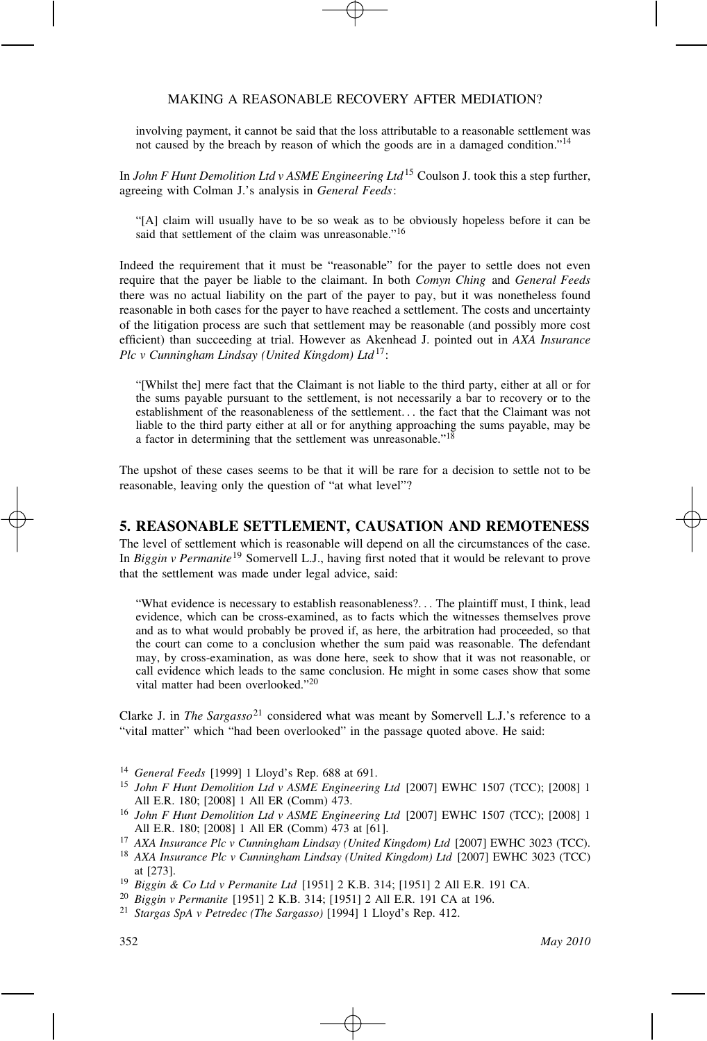> involving payment, it cannot be said that the loss attributable to a reasonable settlement was not caused by the breach by reason of which the goods are in a damaged condition."[14]

In *John F Hunt Demolition Ltd v ASME Engineering Ltd*[15] Coulson J. took this a step further, agreeing with Colman J.'s analysis in *General Feeds*:

> "[A] claim will usually have to be so weak as to be obviously hopeless before it can be said that settlement of the claim was unreasonable."[16]

Indeed the requirement that it must be "reasonable" for the payer to settle does not even require that the payer be liable to the claimant. In both *Comyn Ching* and *General Feeds* there was no actual liability on the part of the payer to pay, but it was nonetheless found reasonable in both cases for the payer to have reached a settlement. The costs and uncertainty of the litigation process are such that settlement may be reasonable (and possibly more cost efficient) than succeeding at trial. However as Akenhead J. pointed out in *AXA Insurance Plc v Cunningham Lindsay (United Kingdom) Ltd*[17]:

> "[Whilst the] mere fact that the Claimant is not liable to the third party, either at all or for the sums payable pursuant to the settlement, is not necessarily a bar to recovery or to the establishment of the reasonableness of the settlement... the fact that the Claimant was not liable to the third party either at all or for anything approaching the sums payable, may be a factor in determining that the settlement was unreasonable."[18]

The upshot of these cases seems to be that it will be rare for a decision to settle not to be reasonable, leaving only the question of "at what level"?

## 5. REASONABLE SETTLEMENT, CAUSATION AND REMOTENESS

The level of settlement which is reasonable will depend on all the circumstances of the case. In *Biggin v Permanite*[19] Somervell L.J., having first noted that it would be relevant to prove that the settlement was made under legal advice, said:

> "What evidence is necessary to establish reasonableness?... The plaintiff must, I think, lead evidence, which can be cross-examined, as to facts which the witnesses themselves prove and as to what would probably be proved if, as here, the arbitration had proceeded, so that the court can come to a conclusion whether the sum paid was reasonable. The defendant may, by cross-examination, as was done here, seek to show that it was not reasonable, or call evidence which leads to the same conclusion. He might in some cases show that some vital matter had been overlooked."[20]

Clarke J. in *The Sargasso*[21] considered what was meant by Somervell L.J.'s reference to a "vital matter" which "had been overlooked" in the passage quoted above. He said:

---

[14] *General Feeds* [1999] 1 Lloyd's Rep. 688 at 691.

[15] *John F Hunt Demolition Ltd v ASME Engineering Ltd* [2007] EWHC 1507 (TCC); [2008] 1 All E.R. 180; [2008] 1 All ER (Comm) 473.

[16] *John F Hunt Demolition Ltd v ASME Engineering Ltd* [2007] EWHC 1507 (TCC); [2008] 1 All E.R. 180; [2008] 1 All ER (Comm) 473 at [61].

[17] *AXA Insurance Plc v Cunningham Lindsay (United Kingdom) Ltd* [2007] EWHC 3023 (TCC).

[18] *AXA Insurance Plc v Cunningham Lindsay (United Kingdom) Ltd* [2007] EWHC 3023 (TCC) at [273].

[19] *Biggin & Co Ltd v Permanite Ltd* [1951] 2 K.B. 314; [1951] 2 All E.R. 191 CA.

[20] *Biggin v Permanite* [1951] 2 K.B. 314; [1951] 2 All E.R. 191 CA at 196.

[21] *Stargas SpA v Petredec (The Sargasso)* [1994] 1 Lloyd's Rep. 412.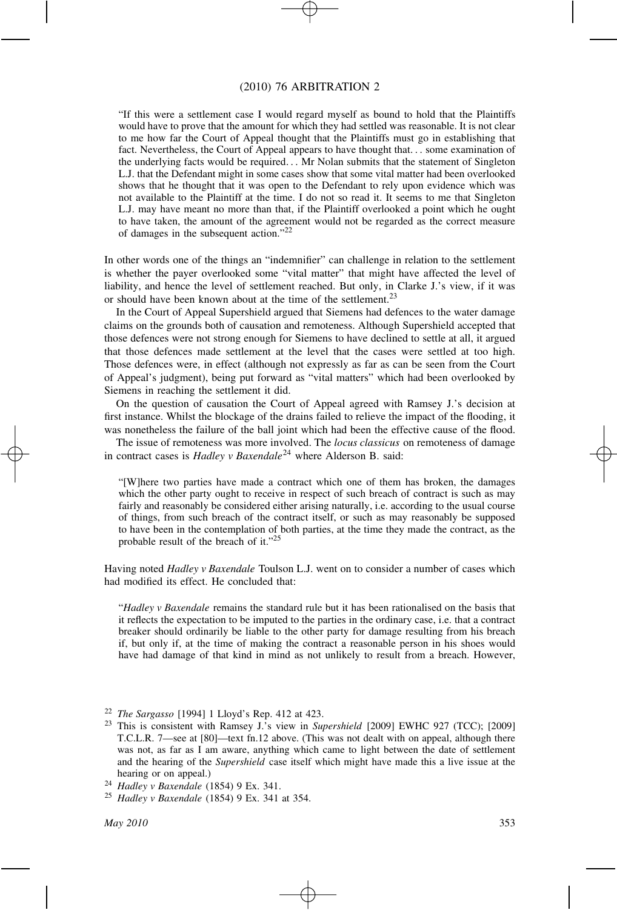> "If this were a settlement case I would regard myself as bound to hold that the Plaintiffs would have to prove that the amount for which they had settled was reasonable. It is not clear to me how far the Court of Appeal thought that the Plaintiffs must go in establishing that fact. Nevertheless, the Court of Appeal appears to have thought that. . . some examination of the underlying facts would be required. . . Mr Nolan submits that the statement of Singleton L.J. that the Defendant might in some cases show that some vital matter had been overlooked shows that he thought that it was open to the Defendant to rely upon evidence which was not available to the Plaintiff at the time. I do not so read it. It seems to me that Singleton L.J. may have meant no more than that, if the Plaintiff overlooked a point which he ought to have taken, the amount of the agreement would not be regarded as the correct measure of damages in the subsequent action."[22]

In other words one of the things an "indemnifier" can challenge in relation to the settlement is whether the payer overlooked some "vital matter" that might have affected the level of liability, and hence the level of settlement reached. But only, in Clarke J.'s view, if it was or should have been known about at the time of the settlement.[23]

In the Court of Appeal Supershield argued that Siemens had defences to the water damage claims on the grounds both of causation and remoteness. Although Supershield accepted that those defences were not strong enough for Siemens to have declined to settle at all, it argued that those defences made settlement at the level that the cases were settled at too high. Those defences were, in effect (although not expressly as far as can be seen from the Court of Appeal's judgment), being put forward as "vital matters" which had been overlooked by Siemens in reaching the settlement it did.

On the question of causation the Court of Appeal agreed with Ramsey J.'s decision at first instance. Whilst the blockage of the drains failed to relieve the impact of the flooding, it was nonetheless the failure of the ball joint which had been the effective cause of the flood.

The issue of remoteness was more involved. The *locus classicus* on remoteness of damage in contract cases is *Hadley v Baxendale*[24] where Alderson B. said:

> "[W]here two parties have made a contract which one of them has broken, the damages which the other party ought to receive in respect of such breach of contract is such as may fairly and reasonably be considered either arising naturally, i.e. according to the usual course of things, from such breach of the contract itself, or such as may reasonably be supposed to have been in the contemplation of both parties, at the time they made the contract, as the probable result of the breach of it."[25]

Having noted *Hadley v Baxendale* Toulson L.J. went on to consider a number of cases which had modified its effect. He concluded that:

> "*Hadley v Baxendale* remains the standard rule but it has been rationalised on the basis that it reflects the expectation to be imputed to the parties in the ordinary case, i.e. that a contract breaker should ordinarily be liable to the other party for damage resulting from his breach if, but only if, at the time of making the contract a reasonable person in his shoes would have had damage of that kind in mind as not unlikely to result from a breach. However,

---

[22] *The Sargasso* [1994] 1 Lloyd's Rep. 412 at 423.

[23] This is consistent with Ramsey J.'s view in *Supershield* [2009] EWHC 927 (TCC); [2009] T.C.L.R. 7—see at [80]—text fn.12 above. (This was not dealt with on appeal, although there was not, as far as I am aware, anything which came to light between the date of settlement and the hearing of the *Supershield* case itself which might have made this a live issue at the hearing or on appeal.)

[24] *Hadley v Baxendale* (1854) 9 Ex. 341.

[25] *Hadley v Baxendale* (1854) 9 Ex. 341 at 354.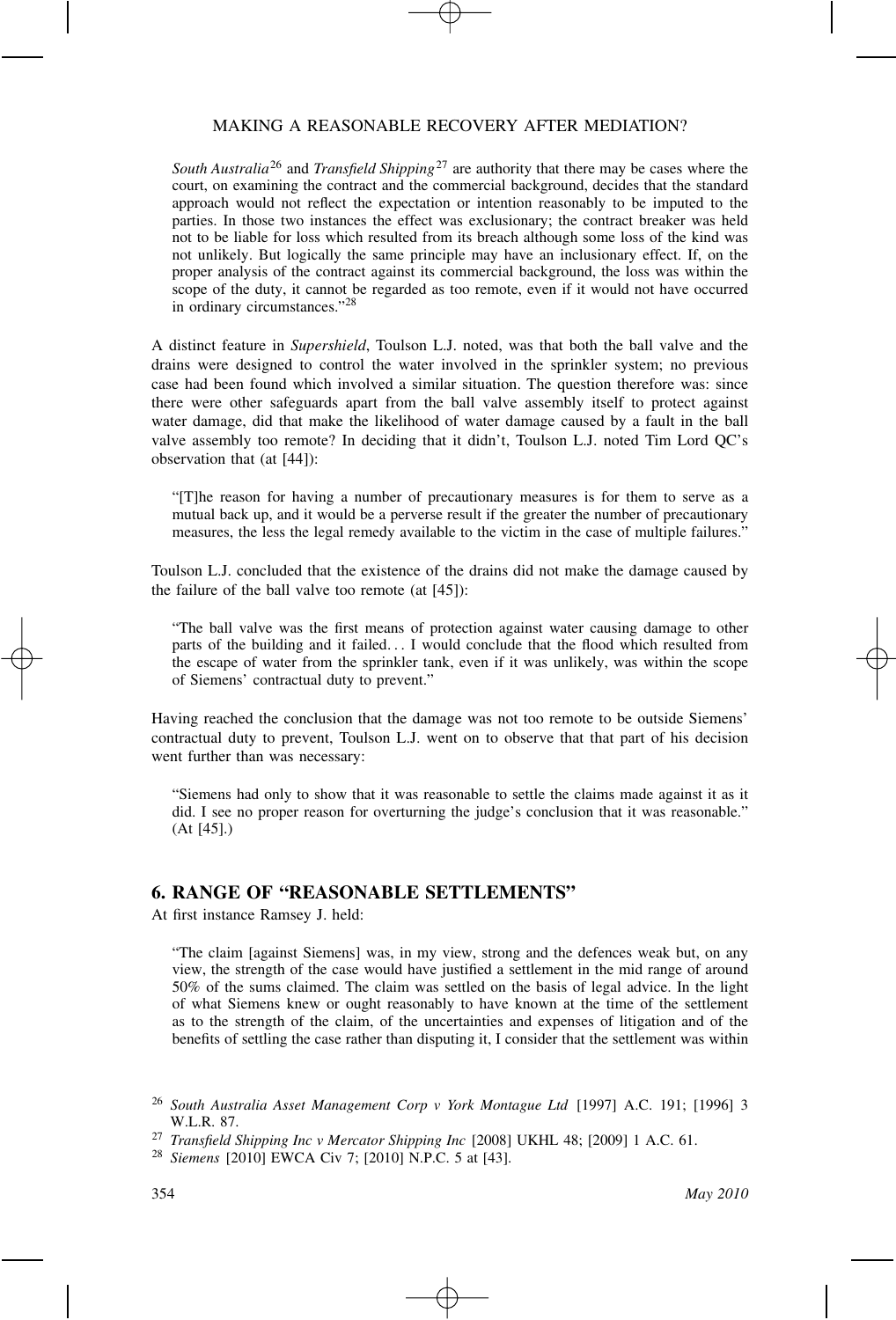*South Australia*[26] and *Transfield Shipping*[27] are authority that there may be cases where the court, on examining the contract and the commercial background, decides that the standard approach would not reflect the expectation or intention reasonably to be imputed to the parties. In those two instances the effect was exclusionary; the contract breaker was held not to be liable for loss which resulted from its breach although some loss of the kind was not unlikely. But logically the same principle may have an inclusionary effect. If, on the proper analysis of the contract against its commercial background, the loss was within the scope of the duty, it cannot be regarded as too remote, even if it would not have occurred in ordinary circumstances."[28]

A distinct feature in *Supershield*, Toulson L.J. noted, was that both the ball valve and the drains were designed to control the water involved in the sprinkler system; no previous case had been found which involved a similar situation. The question therefore was: since there were other safeguards apart from the ball valve assembly itself to protect against water damage, did that make the likelihood of water damage caused by a fault in the ball valve assembly too remote? In deciding that it didn't, Toulson L.J. noted Tim Lord QC's observation that (at [44]):

> "[T]he reason for having a number of precautionary measures is for them to serve as a mutual back up, and it would be a perverse result if the greater the number of precautionary measures, the less the legal remedy available to the victim in the case of multiple failures."

Toulson L.J. concluded that the existence of the drains did not make the damage caused by the failure of the ball valve too remote (at [45]):

> "The ball valve was the first means of protection against water causing damage to other parts of the building and it failed. . . I would conclude that the flood which resulted from the escape of water from the sprinkler tank, even if it was unlikely, was within the scope of Siemens' contractual duty to prevent."

Having reached the conclusion that the damage was not too remote to be outside Siemens' contractual duty to prevent, Toulson L.J. went on to observe that that part of his decision went further than was necessary:

> "Siemens had only to show that it was reasonable to settle the claims made against it as it did. I see no proper reason for overturning the judge's conclusion that it was reasonable." (At [45].)

## 6. RANGE OF "REASONABLE SETTLEMENTS"

At first instance Ramsey J. held:

> "The claim [against Siemens] was, in my view, strong and the defences weak but, on any view, the strength of the case would have justified a settlement in the mid range of around 50% of the sums claimed. The claim was settled on the basis of legal advice. In the light of what Siemens knew or ought reasonably to have known at the time of the settlement as to the strength of the claim, of the uncertainties and expenses of litigation and of the benefits of settling the case rather than disputing it, I consider that the settlement was within

[26] *South Australia Asset Management Corp v York Montague Ltd* [1997] A.C. 191; [1996] 3 W.L.R. 87.

[27] *Transfield Shipping Inc v Mercator Shipping Inc* [2008] UKHL 48; [2009] 1 A.C. 61.

[28] *Siemens* [2010] EWCA Civ 7; [2010] N.P.C. 5 at [43].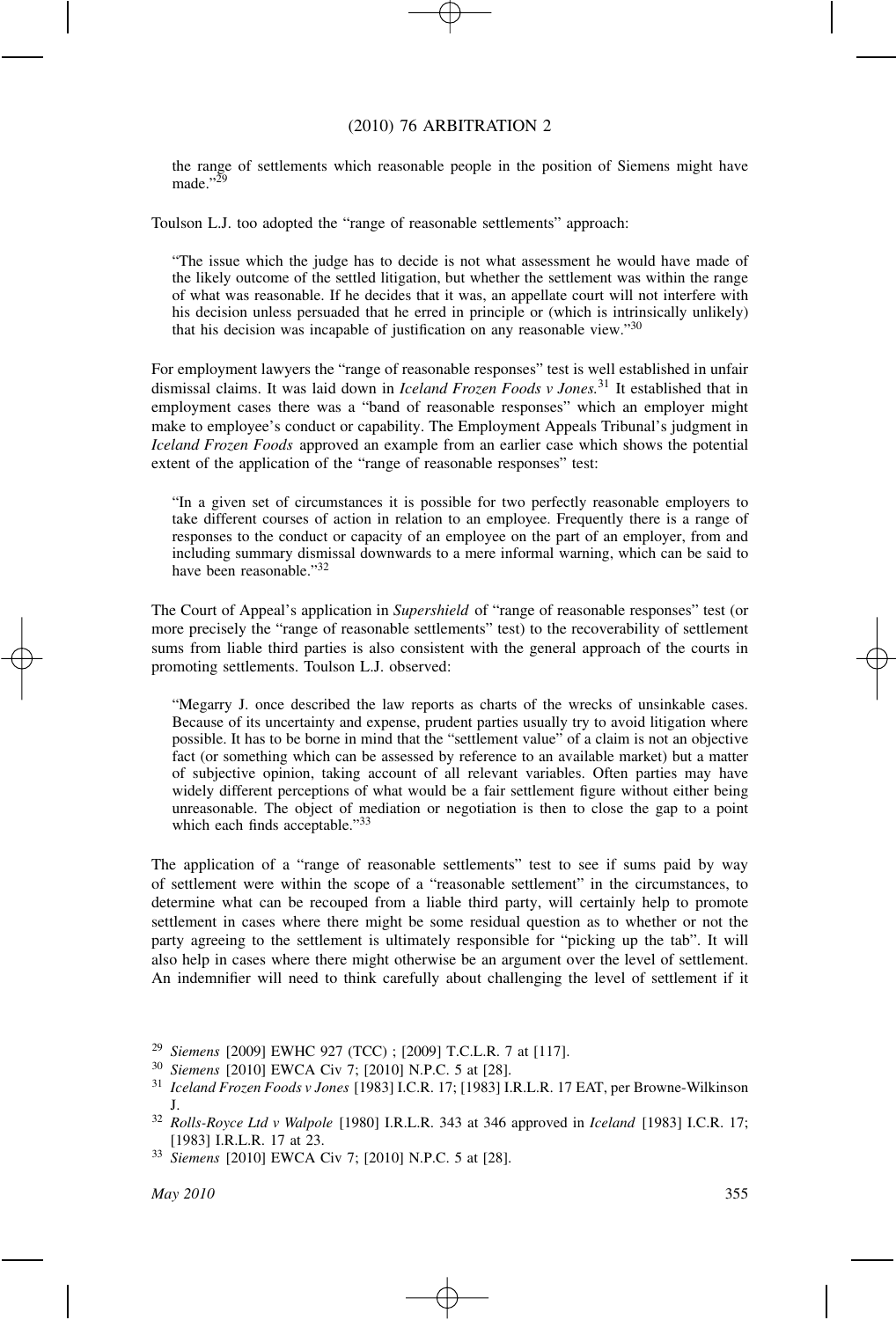the range of settlements which reasonable people in the position of Siemens might have made."[29]

Toulson L.J. too adopted the "range of reasonable settlements" approach:

> "The issue which the judge has to decide is not what assessment he would have made of the likely outcome of the settled litigation, but whether the settlement was within the range of what was reasonable. If he decides that it was, an appellate court will not interfere with his decision unless persuaded that he erred in principle or (which is intrinsically unlikely) that his decision was incapable of justification on any reasonable view."[30]

For employment lawyers the "range of reasonable responses" test is well established in unfair dismissal claims. It was laid down in *Iceland Frozen Foods v Jones.*[31] It established that in employment cases there was a "band of reasonable responses" which an employer might make to employee's conduct or capability. The Employment Appeals Tribunal's judgment in *Iceland Frozen Foods* approved an example from an earlier case which shows the potential extent of the application of the "range of reasonable responses" test:

> "In a given set of circumstances it is possible for two perfectly reasonable employers to take different courses of action in relation to an employee. Frequently there is a range of responses to the conduct or capacity of an employee on the part of an employer, from and including summary dismissal downwards to a mere informal warning, which can be said to have been reasonable."[32]

The Court of Appeal's application in *Supershield* of "range of reasonable responses" test (or more precisely the "range of reasonable settlements" test) to the recoverability of settlement sums from liable third parties is also consistent with the general approach of the courts in promoting settlements. Toulson L.J. observed:

> "Megarry J. once described the law reports as charts of the wrecks of unsinkable cases. Because of its uncertainty and expense, prudent parties usually try to avoid litigation where possible. It has to be borne in mind that the "settlement value" of a claim is not an objective fact (or something which can be assessed by reference to an available market) but a matter of subjective opinion, taking account of all relevant variables. Often parties may have widely different perceptions of what would be a fair settlement figure without either being unreasonable. The object of mediation or negotiation is then to close the gap to a point which each finds acceptable."[33]

The application of a "range of reasonable settlements" test to see if sums paid by way of settlement were within the scope of a "reasonable settlement" in the circumstances, to determine what can be recouped from a liable third party, will certainly help to promote settlement in cases where there might be some residual question as to whether or not the party agreeing to the settlement is ultimately responsible for "picking up the tab". It will also help in cases where there might otherwise be an argument over the level of settlement. An indemnifier will need to think carefully about challenging the level of settlement if it

---

[29] *Siemens* [2009] EWHC 927 (TCC) ; [2009] T.C.L.R. 7 at [117].

[30] *Siemens* [2010] EWCA Civ 7; [2010] N.P.C. 5 at [28].

[31] *Iceland Frozen Foods v Jones* [1983] I.C.R. 17; [1983] I.R.L.R. 17 EAT, per Browne-Wilkinson J.

[32] *Rolls-Royce Ltd v Walpole* [1980] I.R.L.R. 343 at 346 approved in *Iceland* [1983] I.C.R. 17; [1983] I.R.L.R. 17 at 23.

[33] *Siemens* [2010] EWCA Civ 7; [2010] N.P.C. 5 at [28].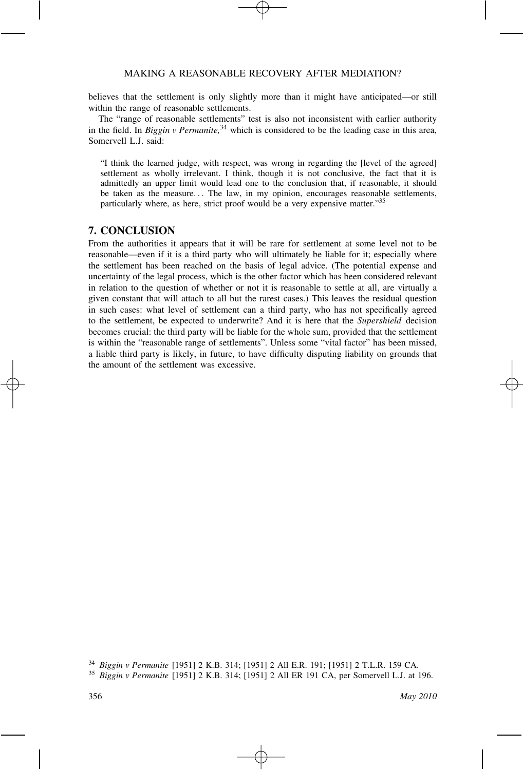believes that the settlement is only slightly more than it might have anticipated—or still within the range of reasonable settlements.

The "range of reasonable settlements" test is also not inconsistent with earlier authority in the field. In *Biggin v Permanite,*[34] which is considered to be the leading case in this area, Somervell L.J. said:

> "I think the learned judge, with respect, was wrong in regarding the [level of the agreed] settlement as wholly irrelevant. I think, though it is not conclusive, the fact that it is admittedly an upper limit would lead one to the conclusion that, if reasonable, it should be taken as the measure... The law, in my opinion, encourages reasonable settlements, particularly where, as here, strict proof would be a very expensive matter."[35]

## 7. CONCLUSION

From the authorities it appears that it will be rare for settlement at some level not to be reasonable—even if it is a third party who will ultimately be liable for it; especially where the settlement has been reached on the basis of legal advice. (The potential expense and uncertainty of the legal process, which is the other factor which has been considered relevant in relation to the question of whether or not it is reasonable to settle at all, are virtually a given constant that will attach to all but the rarest cases.) This leaves the residual question in such cases: what level of settlement can a third party, who has not specifically agreed to the settlement, be expected to underwrite? And it is here that the *Supershield* decision becomes crucial: the third party will be liable for the whole sum, provided that the settlement is within the "reasonable range of settlements". Unless some "vital factor" has been missed, a liable third party is likely, in future, to have difficulty disputing liability on grounds that the amount of the settlement was excessive.

---

[34] *Biggin v Permanite* [1951] 2 K.B. 314; [1951] 2 All E.R. 191; [1951] 2 T.L.R. 159 CA.

[35] *Biggin v Permanite* [1951] 2 K.B. 314; [1951] 2 All ER 191 CA, per Somervell L.J. at 196.